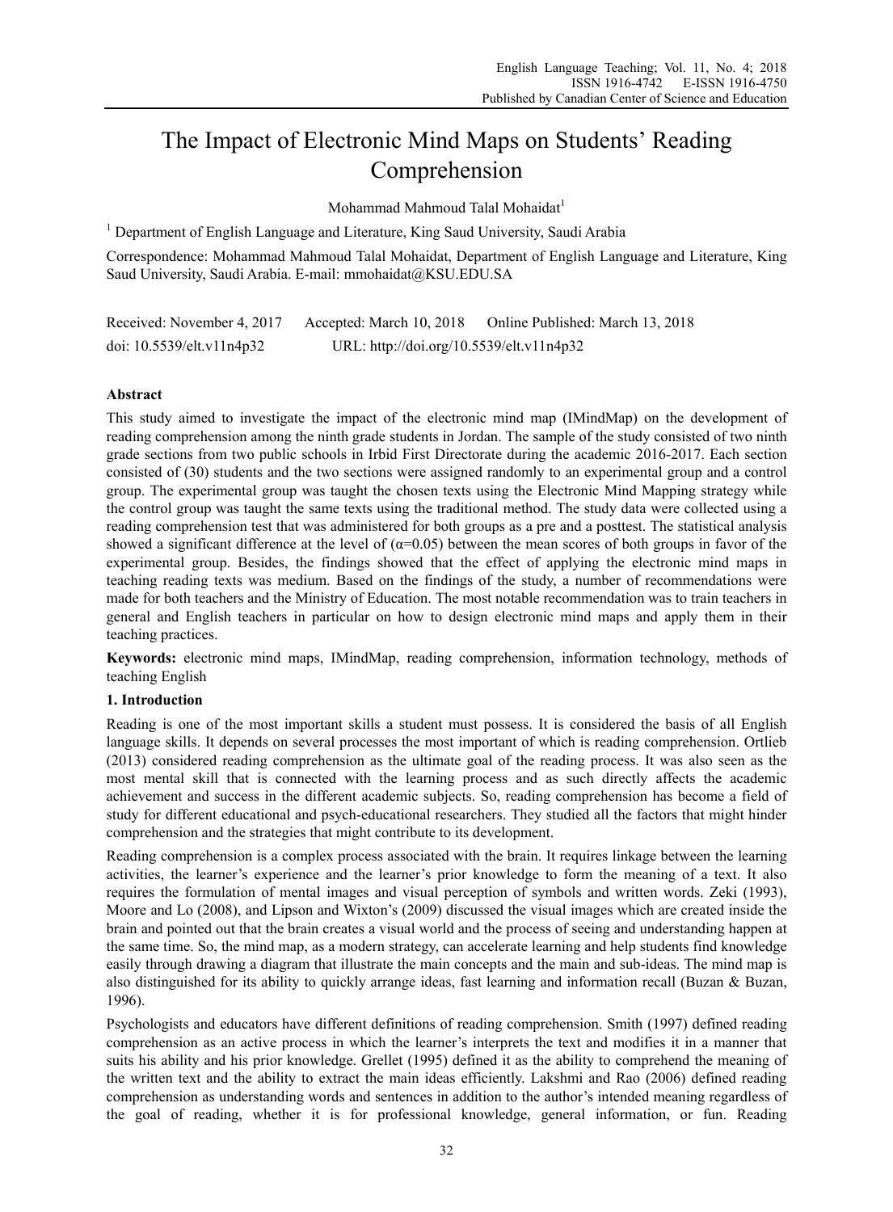# The Impact of Electronic Mind Maps on Students' Reading Comprehension

Mohammad Mahmoud Talal Mohaidat[1]

[1] Department of English Language and Literature, King Saud University, Saudi Arabia

Correspondence: Mohammad Mahmoud Talal Mohaidat, Department of English Language and Literature, King Saud University, Saudi Arabia. E-mail: mmohaidat@KSU.EDU.SA

Received: November 4, 2017 Accepted: March 10, 2018 Online Published: March 13, 2018

doi: 10.5539/elt.v11n4p32 URL: http://doi.org/10.5539/elt.v11n4p32

## Abstract

This study aimed to investigate the impact of the electronic mind map (IMindMap) on the development of reading comprehension among the ninth grade students in Jordan. The sample of the study consisted of two ninth grade sections from two public schools in Irbid First Directorate during the academic 2016-2017. Each section consisted of (30) students and the two sections were assigned randomly to an experimental group and a control group. The experimental group was taught the chosen texts using the Electronic Mind Mapping strategy while the control group was taught the same texts using the traditional method. The study data were collected using a reading comprehension test that was administered for both groups as a pre and a posttest. The statistical analysis showed a significant difference at the level of ($\alpha$=0.05) between the mean scores of both groups in favor of the experimental group. Besides, the findings showed that the effect of applying the electronic mind maps in teaching reading texts was medium. Based on the findings of the study, a number of recommendations were made for both teachers and the Ministry of Education. The most notable recommendation was to train teachers in general and English teachers in particular on how to design electronic mind maps and apply them in their teaching practices.

**Keywords:** electronic mind maps, IMindMap, reading comprehension, information technology, methods of teaching English

## 1. Introduction

Reading is one of the most important skills a student must possess. It is considered the basis of all English language skills. It depends on several processes the most important of which is reading comprehension. Ortlieb (2013) considered reading comprehension as the ultimate goal of the reading process. It was also seen as the most mental skill that is connected with the learning process and as such directly affects the academic achievement and success in the different academic subjects. So, reading comprehension has become a field of study for different educational and psych-educational researchers. They studied all the factors that might hinder comprehension and the strategies that might contribute to its development.

Reading comprehension is a complex process associated with the brain. It requires linkage between the learning activities, the learner's experience and the learner's prior knowledge to form the meaning of a text. It also requires the formulation of mental images and visual perception of symbols and written words. Zeki (1993), Moore and Lo (2008), and Lipson and Wixton's (2009) discussed the visual images which are created inside the brain and pointed out that the brain creates a visual world and the process of seeing and understanding happen at the same time. So, the mind map, as a modern strategy, can accelerate learning and help students find knowledge easily through drawing a diagram that illustrate the main concepts and the main and sub-ideas. The mind map is also distinguished for its ability to quickly arrange ideas, fast learning and information recall (Buzan & Buzan, 1996).

Psychologists and educators have different definitions of reading comprehension. Smith (1997) defined reading comprehension as an active process in which the learner's interprets the text and modifies it in a manner that suits his ability and his prior knowledge. Grellet (1995) defined it as the ability to comprehend the meaning of the written text and the ability to extract the main ideas efficiently. Lakshmi and Rao (2006) defined reading comprehension as understanding words and sentences in addition to the author's intended meaning regardless of the goal of reading, whether it is for professional knowledge, general information, or fun. Reading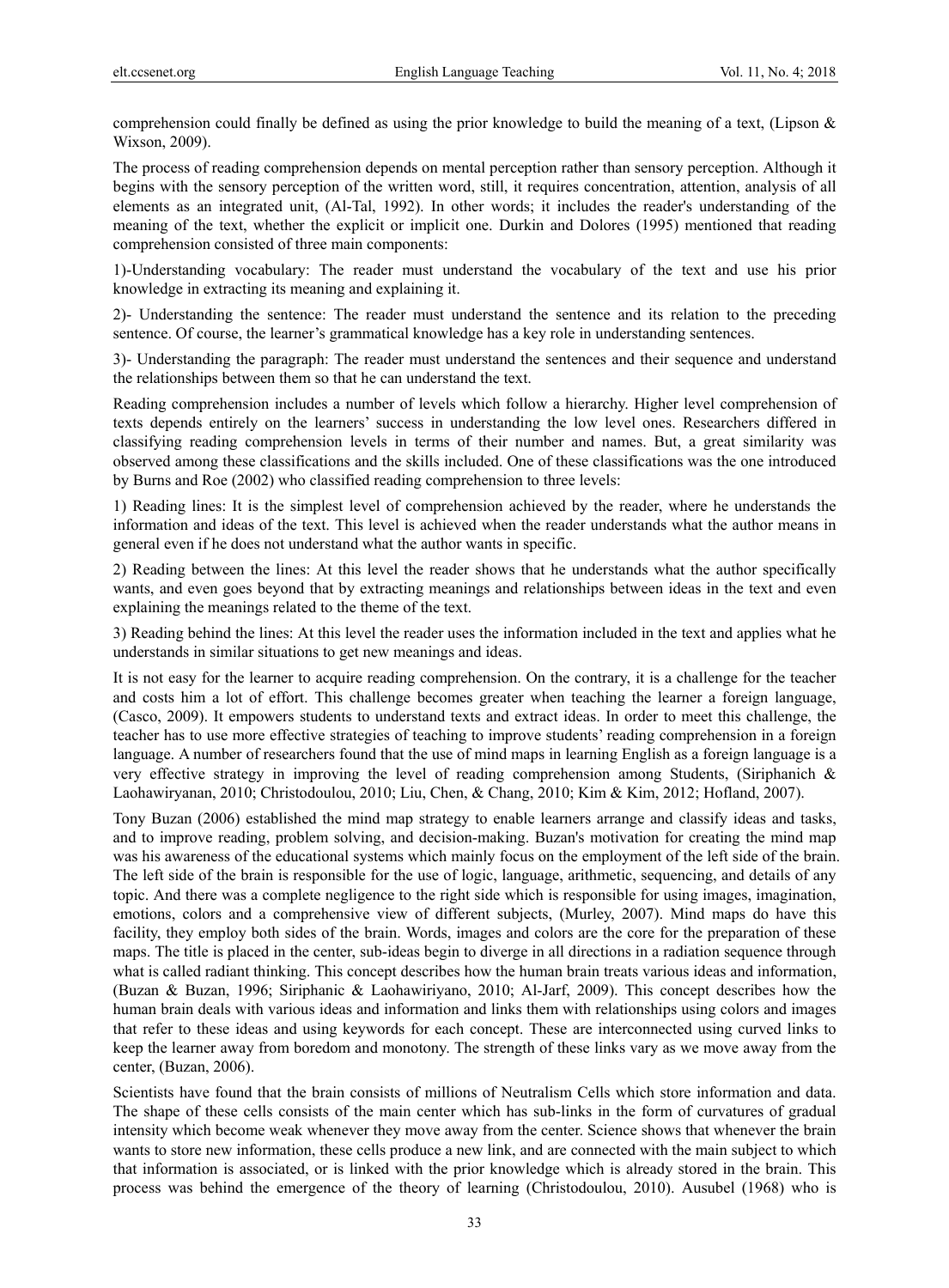comprehension could finally be defined as using the prior knowledge to build the meaning of a text, (Lipson & Wixson, 2009).

The process of reading comprehension depends on mental perception rather than sensory perception. Although it begins with the sensory perception of the written word, still, it requires concentration, attention, analysis of all elements as an integrated unit, (Al-Tal, 1992). In other words; it includes the reader's understanding of the meaning of the text, whether the explicit or implicit one. Durkin and Dolores (1995) mentioned that reading comprehension consisted of three main components:

1)-Understanding vocabulary: The reader must understand the vocabulary of the text and use his prior knowledge in extracting its meaning and explaining it.

2)- Understanding the sentence: The reader must understand the sentence and its relation to the preceding sentence. Of course, the learner's grammatical knowledge has a key role in understanding sentences.

3)- Understanding the paragraph: The reader must understand the sentences and their sequence and understand the relationships between them so that he can understand the text.

Reading comprehension includes a number of levels which follow a hierarchy. Higher level comprehension of texts depends entirely on the learners' success in understanding the low level ones. Researchers differed in classifying reading comprehension levels in terms of their number and names. But, a great similarity was observed among these classifications and the skills included. One of these classifications was the one introduced by Burns and Roe (2002) who classified reading comprehension to three levels:

1) Reading lines: It is the simplest level of comprehension achieved by the reader, where he understands the information and ideas of the text. This level is achieved when the reader understands what the author means in general even if he does not understand what the author wants in specific.

2) Reading between the lines: At this level the reader shows that he understands what the author specifically wants, and even goes beyond that by extracting meanings and relationships between ideas in the text and even explaining the meanings related to the theme of the text.

3) Reading behind the lines: At this level the reader uses the information included in the text and applies what he understands in similar situations to get new meanings and ideas.

It is not easy for the learner to acquire reading comprehension. On the contrary, it is a challenge for the teacher and costs him a lot of effort. This challenge becomes greater when teaching the learner a foreign language, (Casco, 2009). It empowers students to understand texts and extract ideas. In order to meet this challenge, the teacher has to use more effective strategies of teaching to improve students' reading comprehension in a foreign language. A number of researchers found that the use of mind maps in learning English as a foreign language is a very effective strategy in improving the level of reading comprehension among Students, (Siriphanich & Laohawiryanan, 2010; Christodoulou, 2010; Liu, Chen, & Chang, 2010; Kim & Kim, 2012; Hofland, 2007).

Tony Buzan (2006) established the mind map strategy to enable learners arrange and classify ideas and tasks, and to improve reading, problem solving, and decision-making. Buzan's motivation for creating the mind map was his awareness of the educational systems which mainly focus on the employment of the left side of the brain. The left side of the brain is responsible for the use of logic, language, arithmetic, sequencing, and details of any topic. And there was a complete negligence to the right side which is responsible for using images, imagination, emotions, colors and a comprehensive view of different subjects, (Murley, 2007). Mind maps do have this facility, they employ both sides of the brain. Words, images and colors are the core for the preparation of these maps. The title is placed in the center, sub-ideas begin to diverge in all directions in a radiation sequence through what is called radiant thinking. This concept describes how the human brain treats various ideas and information, (Buzan & Buzan, 1996; Siriphanic & Laohawiriyano, 2010; Al-Jarf, 2009). This concept describes how the human brain deals with various ideas and information and links them with relationships using colors and images that refer to these ideas and using keywords for each concept. These are interconnected using curved links to keep the learner away from boredom and monotony. The strength of these links vary as we move away from the center, (Buzan, 2006).

Scientists have found that the brain consists of millions of Neutralism Cells which store information and data. The shape of these cells consists of the main center which has sub-links in the form of curvatures of gradual intensity which become weak whenever they move away from the center. Science shows that whenever the brain wants to store new information, these cells produce a new link, and are connected with the main subject to which that information is associated, or is linked with the prior knowledge which is already stored in the brain. This process was behind the emergence of the theory of learning (Christodoulou, 2010). Ausubel (1968) who is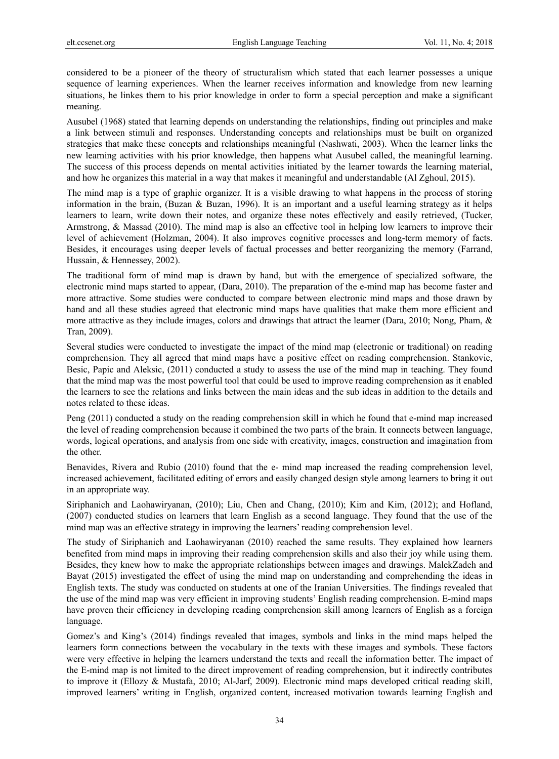considered to be a pioneer of the theory of structuralism which stated that each learner possesses a unique sequence of learning experiences. When the learner receives information and knowledge from new learning situations, he linkes them to his prior knowledge in order to form a special perception and make a significant meaning.

Ausubel (1968) stated that learning depends on understanding the relationships, finding out principles and make a link between stimuli and responses. Understanding concepts and relationships must be built on organized strategies that make these concepts and relationships meaningful (Nashwati, 2003). When the learner links the new learning activities with his prior knowledge, then happens what Ausubel called, the meaningful learning. The success of this process depends on mental activities initiated by the learner towards the learning material, and how he organizes this material in a way that makes it meaningful and understandable (Al Zghoul, 2015).

The mind map is a type of graphic organizer. It is a visible drawing to what happens in the process of storing information in the brain, (Buzan & Buzan, 1996). It is an important and a useful learning strategy as it helps learners to learn, write down their notes, and organize these notes effectively and easily retrieved, (Tucker, Armstrong, & Massad (2010). The mind map is also an effective tool in helping low learners to improve their level of achievement (Holzman, 2004). It also improves cognitive processes and long-term memory of facts. Besides, it encourages using deeper levels of factual processes and better reorganizing the memory (Farrand, Hussain, & Hennessey, 2002).

The traditional form of mind map is drawn by hand, but with the emergence of specialized software, the electronic mind maps started to appear, (Dara, 2010). The preparation of the e-mind map has become faster and more attractive. Some studies were conducted to compare between electronic mind maps and those drawn by hand and all these studies agreed that electronic mind maps have qualities that make them more efficient and more attractive as they include images, colors and drawings that attract the learner (Dara, 2010; Nong, Pham, & Tran, 2009).

Several studies were conducted to investigate the impact of the mind map (electronic or traditional) on reading comprehension. They all agreed that mind maps have a positive effect on reading comprehension. Stankovic, Besic, Papic and Aleksic, (2011) conducted a study to assess the use of the mind map in teaching. They found that the mind map was the most powerful tool that could be used to improve reading comprehension as it enabled the learners to see the relations and links between the main ideas and the sub ideas in addition to the details and notes related to these ideas.

Peng (2011) conducted a study on the reading comprehension skill in which he found that e-mind map increased the level of reading comprehension because it combined the two parts of the brain. It connects between language, words, logical operations, and analysis from one side with creativity, images, construction and imagination from the other.

Benavides, Rivera and Rubio (2010) found that the e- mind map increased the reading comprehension level, increased achievement, facilitated editing of errors and easily changed design style among learners to bring it out in an appropriate way.

Siriphanich and Laohawiryanan, (2010); Liu, Chen and Chang, (2010); Kim and Kim, (2012); and Hofland, (2007) conducted studies on learners that learn English as a second language. They found that the use of the mind map was an effective strategy in improving the learners' reading comprehension level.

The study of Siriphanich and Laohawiryanan (2010) reached the same results. They explained how learners benefited from mind maps in improving their reading comprehension skills and also their joy while using them. Besides, they knew how to make the appropriate relationships between images and drawings. MalekZadeh and Bayat (2015) investigated the effect of using the mind map on understanding and comprehending the ideas in English texts. The study was conducted on students at one of the Iranian Universities. The findings revealed that the use of the mind map was very efficient in improving students' English reading comprehension. E-mind maps have proven their efficiency in developing reading comprehension skill among learners of English as a foreign language.

Gomez's and King's (2014) findings revealed that images, symbols and links in the mind maps helped the learners form connections between the vocabulary in the texts with these images and symbols. These factors were very effective in helping the learners understand the texts and recall the information better. The impact of the E-mind map is not limited to the direct improvement of reading comprehension, but it indirectly contributes to improve it (Ellozy & Mustafa, 2010; Al-Jarf, 2009). Electronic mind maps developed critical reading skill, improved learners' writing in English, organized content, increased motivation towards learning English and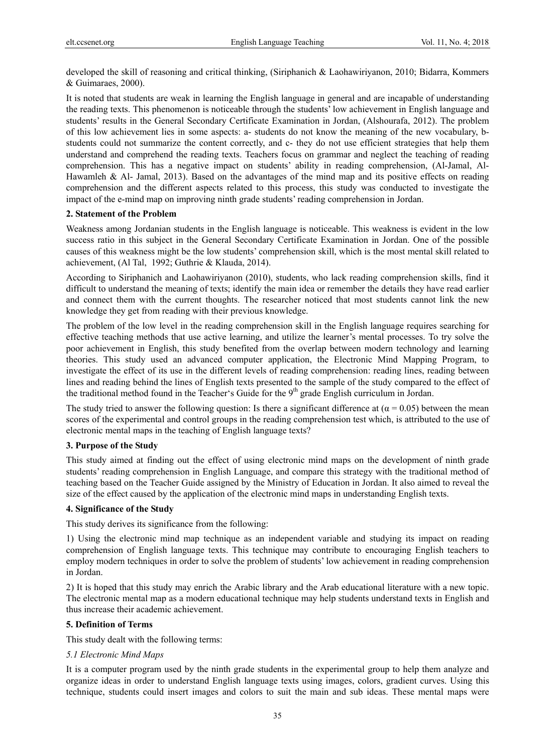developed the skill of reasoning and critical thinking, (Siriphanich & Laohawiriyanon, 2010; Bidarra, Kommers & Guimaraes, 2000).

It is noted that students are weak in learning the English language in general and are incapable of understanding the reading texts. This phenomenon is noticeable through the students' low achievement in English language and students' results in the General Secondary Certificate Examination in Jordan, (Alshourafa, 2012). The problem of this low achievement lies in some aspects: a- students do not know the meaning of the new vocabulary, b- students could not summarize the content correctly, and c- they do not use efficient strategies that help them understand and comprehend the reading texts. Teachers focus on grammar and neglect the teaching of reading comprehension. This has a negative impact on students' ability in reading comprehension, (Al-Jamal, Al-Hawamleh & Al- Jamal, 2013). Based on the advantages of the mind map and its positive effects on reading comprehension and the different aspects related to this process, this study was conducted to investigate the impact of the e-mind map on improving ninth grade students' reading comprehension in Jordan.

## 2. Statement of the Problem

Weakness among Jordanian students in the English language is noticeable. This weakness is evident in the low success ratio in this subject in the General Secondary Certificate Examination in Jordan. One of the possible causes of this weakness might be the low students' comprehension skill, which is the most mental skill related to achievement, (Al Tal, 1992; Guthrie & Klauda, 2014).

According to Siriphanich and Laohawiriyanon (2010), students, who lack reading comprehension skills, find it difficult to understand the meaning of texts; identify the main idea or remember the details they have read earlier and connect them with the current thoughts. The researcher noticed that most students cannot link the new knowledge they get from reading with their previous knowledge.

The problem of the low level in the reading comprehension skill in the English language requires searching for effective teaching methods that use active learning, and utilize the learner's mental processes. To try solve the poor achievement in English, this study benefited from the overlap between modern technology and learning theories. This study used an advanced computer application, the Electronic Mind Mapping Program, to investigate the effect of its use in the different levels of reading comprehension: reading lines, reading between lines and reading behind the lines of English texts presented to the sample of the study compared to the effect of the traditional method found in the Teacher's Guide for the 9th grade English curriculum in Jordan.

The study tried to answer the following question: Is there a significant difference at ($\alpha = 0.05$) between the mean scores of the experimental and control groups in the reading comprehension test which, is attributed to the use of electronic mental maps in the teaching of English language texts?

## 3. Purpose of the Study

This study aimed at finding out the effect of using electronic mind maps on the development of ninth grade students' reading comprehension in English Language, and compare this strategy with the traditional method of teaching based on the Teacher Guide assigned by the Ministry of Education in Jordan. It also aimed to reveal the size of the effect caused by the application of the electronic mind maps in understanding English texts.

## 4. Significance of the Study

This study derives its significance from the following:

1) Using the electronic mind map technique as an independent variable and studying its impact on reading comprehension of English language texts. This technique may contribute to encouraging English teachers to employ modern techniques in order to solve the problem of students' low achievement in reading comprehension in Jordan.

2) It is hoped that this study may enrich the Arabic library and the Arab educational literature with a new topic. The electronic mental map as a modern educational technique may help students understand texts in English and thus increase their academic achievement.

## 5. Definition of Terms

This study dealt with the following terms:

### *5.1 Electronic Mind Maps*

It is a computer program used by the ninth grade students in the experimental group to help them analyze and organize ideas in order to understand English language texts using images, colors, gradient curves. Using this technique, students could insert images and colors to suit the main and sub ideas. These mental maps were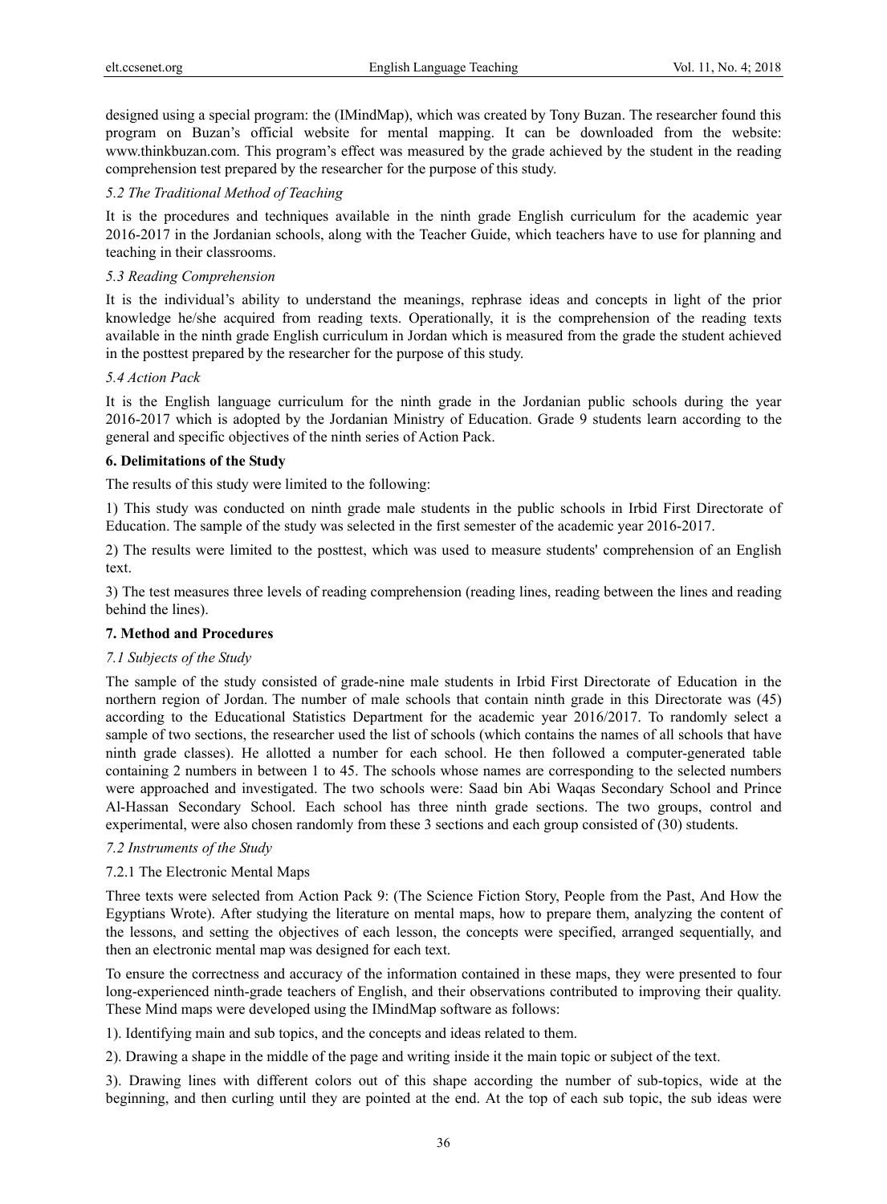designed using a special program: the (IMindMap), which was created by Tony Buzan. The researcher found this program on Buzan's official website for mental mapping. It can be downloaded from the website: www.thinkbuzan.com. This program's effect was measured by the grade achieved by the student in the reading comprehension test prepared by the researcher for the purpose of this study.

### *5.2 The Traditional Method of Teaching*

It is the procedures and techniques available in the ninth grade English curriculum for the academic year 2016-2017 in the Jordanian schools, along with the Teacher Guide, which teachers have to use for planning and teaching in their classrooms.

### *5.3 Reading Comprehension*

It is the individual's ability to understand the meanings, rephrase ideas and concepts in light of the prior knowledge he/she acquired from reading texts. Operationally, it is the comprehension of the reading texts available in the ninth grade English curriculum in Jordan which is measured from the grade the student achieved in the posttest prepared by the researcher for the purpose of this study.

### *5.4 Action Pack*

It is the English language curriculum for the ninth grade in the Jordanian public schools during the year 2016-2017 which is adopted by the Jordanian Ministry of Education. Grade 9 students learn according to the general and specific objectives of the ninth series of Action Pack.

## 6. Delimitations of the Study

The results of this study were limited to the following:

1) This study was conducted on ninth grade male students in the public schools in Irbid First Directorate of Education. The sample of the study was selected in the first semester of the academic year 2016-2017.

2) The results were limited to the posttest, which was used to measure students' comprehension of an English text.

3) The test measures three levels of reading comprehension (reading lines, reading between the lines and reading behind the lines).

## 7. Method and Procedures

### *7.1 Subjects of the Study*

The sample of the study consisted of grade-nine male students in Irbid First Directorate of Education in the northern region of Jordan. The number of male schools that contain ninth grade in this Directorate was (45) according to the Educational Statistics Department for the academic year 2016/2017. To randomly select a sample of two sections, the researcher used the list of schools (which contains the names of all schools that have ninth grade classes). He allotted a number for each school. He then followed a computer-generated table containing 2 numbers in between 1 to 45. The schools whose names are corresponding to the selected numbers were approached and investigated. The two schools were: Saad bin Abi Waqas Secondary School and Prince Al-Hassan Secondary School. Each school has three ninth grade sections. The two groups, control and experimental, were also chosen randomly from these 3 sections and each group consisted of (30) students.

### *7.2 Instruments of the Study*

#### 7.2.1 The Electronic Mental Maps

Three texts were selected from Action Pack 9: (The Science Fiction Story, People from the Past, And How the Egyptians Wrote). After studying the literature on mental maps, how to prepare them, analyzing the content of the lessons, and setting the objectives of each lesson, the concepts were specified, arranged sequentially, and then an electronic mental map was designed for each text.

To ensure the correctness and accuracy of the information contained in these maps, they were presented to four long-experienced ninth-grade teachers of English, and their observations contributed to improving their quality. These Mind maps were developed using the IMindMap software as follows:

1). Identifying main and sub topics, and the concepts and ideas related to them.

2). Drawing a shape in the middle of the page and writing inside it the main topic or subject of the text.

3). Drawing lines with different colors out of this shape according the number of sub-topics, wide at the beginning, and then curling until they are pointed at the end. At the top of each sub topic, the sub ideas were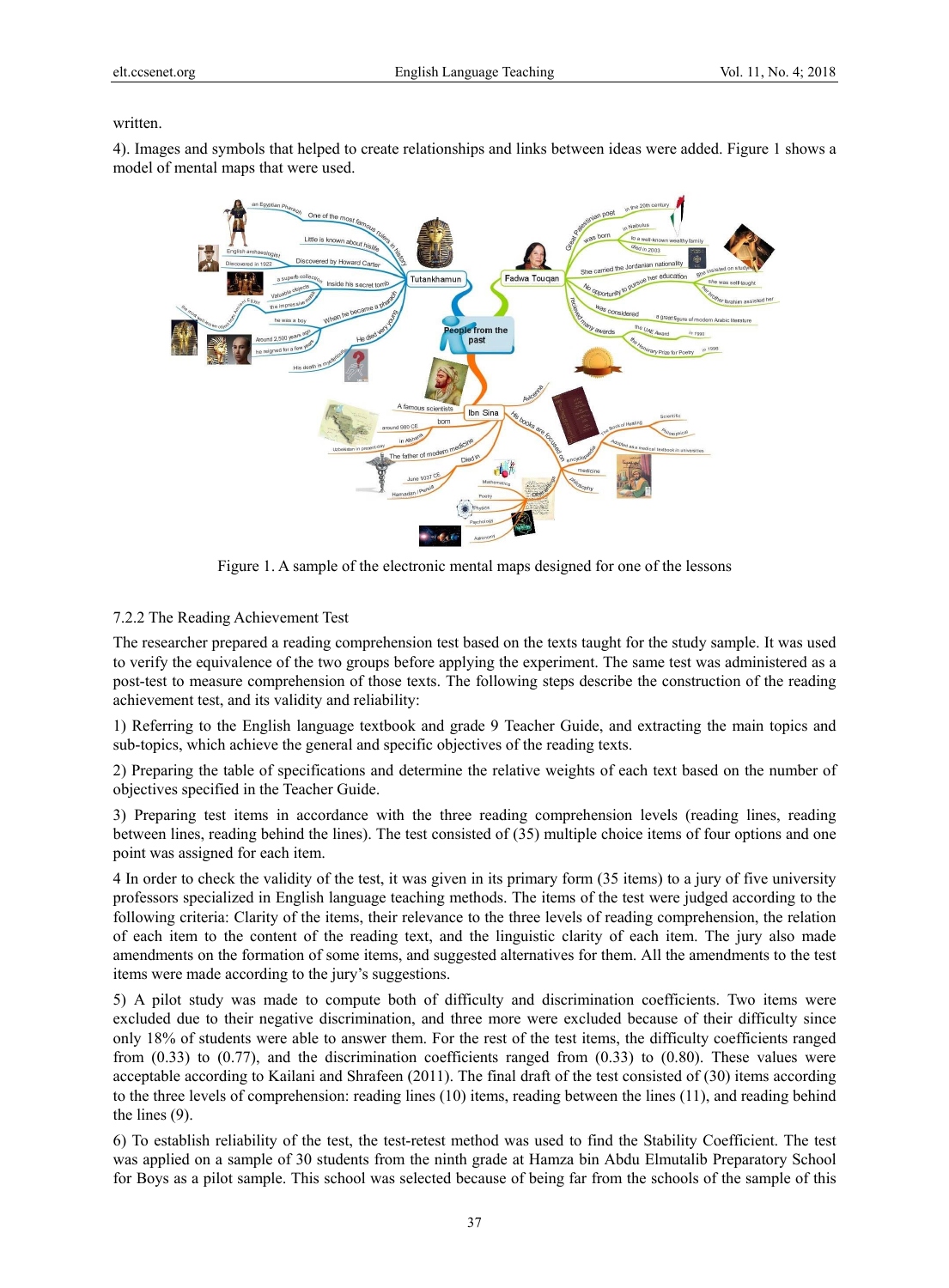written.

4). Images and symbols that helped to create relationships and links between ideas were added. Figure 1 shows a model of mental maps that were used.

Figure 1. A sample of the electronic mental maps designed for one of the lessons

7.2.2 The Reading Achievement Test

The researcher prepared a reading comprehension test based on the texts taught for the study sample. It was used to verify the equivalence of the two groups before applying the experiment. The same test was administered as a post-test to measure comprehension of those texts. The following steps describe the construction of the reading achievement test, and its validity and reliability:

1) Referring to the English language textbook and grade 9 Teacher Guide, and extracting the main topics and sub-topics, which achieve the general and specific objectives of the reading texts.

2) Preparing the table of specifications and determine the relative weights of each text based on the number of objectives specified in the Teacher Guide.

3) Preparing test items in accordance with the three reading comprehension levels (reading lines, reading between lines, reading behind the lines). The test consisted of (35) multiple choice items of four options and one point was assigned for each item.

4 In order to check the validity of the test, it was given in its primary form (35 items) to a jury of five university professors specialized in English language teaching methods. The items of the test were judged according to the following criteria: Clarity of the items, their relevance to the three levels of reading comprehension, the relation of each item to the content of the reading text, and the linguistic clarity of each item. The jury also made amendments on the formation of some items, and suggested alternatives for them. All the amendments to the test items were made according to the jury's suggestions.

5) A pilot study was made to compute both of difficulty and discrimination coefficients. Two items were excluded due to their negative discrimination, and three more were excluded because of their difficulty since only 18% of students were able to answer them. For the rest of the test items, the difficulty coefficients ranged from (0.33) to (0.77), and the discrimination coefficients ranged from (0.33) to (0.80). These values were acceptable according to Kailani and Shrafeen (2011). The final draft of the test consisted of (30) items according to the three levels of comprehension: reading lines (10) items, reading between the lines (11), and reading behind the lines (9).

6) To establish reliability of the test, the test-retest method was used to find the Stability Coefficient. The test was applied on a sample of 30 students from the ninth grade at Hamza bin Abdu Elmutalib Preparatory School for Boys as a pilot sample. This school was selected because of being far from the schools of the sample of this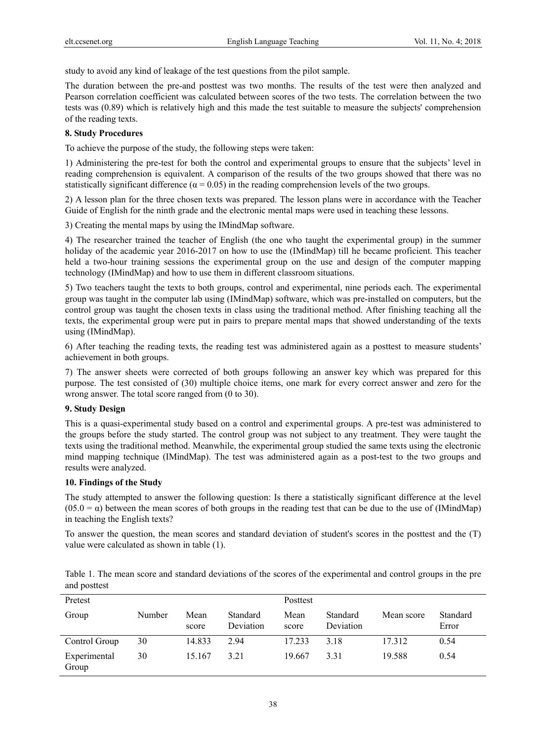study to avoid any kind of leakage of the test questions from the pilot sample.

The duration between the pre-and posttest was two months. The results of the test were then analyzed and Pearson correlation coefficient was calculated between scores of the two tests. The correlation between the two tests was (0.89) which is relatively high and this made the test suitable to measure the subjects' comprehension of the reading texts.

**8. Study Procedures**

To achieve the purpose of the study, the following steps were taken:

1) Administering the pre-test for both the control and experimental groups to ensure that the subjects' level in reading comprehension is equivalent. A comparison of the results of the two groups showed that there was no statistically significant difference ($\alpha = 0.05$) in the reading comprehension levels of the two groups.

2) A lesson plan for the three chosen texts was prepared. The lesson plans were in accordance with the Teacher Guide of English for the ninth grade and the electronic mental maps were used in teaching these lessons.

3) Creating the mental maps by using the IMindMap software.

4) The researcher trained the teacher of English (the one who taught the experimental group) in the summer holiday of the academic year 2016-2017 on how to use the (IMindMap) till he became proficient. This teacher held a two-hour training sessions the experimental group on the use and design of the computer mapping technology (IMindMap) and how to use them in different classroom situations.

5) Two teachers taught the texts to both groups, control and experimental, nine periods each. The experimental group was taught in the computer lab using (IMindMap) software, which was pre-installed on computers, but the control group was taught the chosen texts in class using the traditional method. After finishing teaching all the texts, the experimental group were put in pairs to prepare mental maps that showed understanding of the texts using (IMindMap).

6) After teaching the reading texts, the reading test was administered again as a posttest to measure students' achievement in both groups.

7) The answer sheets were corrected of both groups following an answer key which was prepared for this purpose. The test consisted of (30) multiple choice items, one mark for every correct answer and zero for the wrong answer. The total score ranged from (0 to 30).

**9. Study Design**

This is a quasi-experimental study based on a control and experimental groups. A pre-test was administered to the groups before the study started. The control group was not subject to any treatment. They were taught the texts using the traditional method. Meanwhile, the experimental group studied the same texts using the electronic mind mapping technique (IMindMap). The test was administered again as a post-test to the two groups and results were analyzed.

**10. Findings of the Study**

The study attempted to answer the following question: Is there a statistically significant difference at the level ($05.0 = \alpha$) between the mean scores of both groups in the reading test that can be due to the use of (IMindMap) in teaching the English texts?

To answer the question, the mean scores and standard deviation of student's scores in the posttest and the (T) value were calculated as shown in table (1).

Table 1. The mean score and standard deviations of the scores of the experimental and control groups in the pre and posttest

| Pretest | | | | Posttest | | | |
|---|---|---|---|---|---|---|---|
| Group | Number | Mean score | Standard Deviation | Mean score | Standard Deviation | Mean score | Standard Error |
| Control Group | 30 | 14.833 | 2.94 | 17.233 | 3.18 | 17.312 | 0.54 |
| Experimental Group | 30 | 15.167 | 3.21 | 19.667 | 3.31 | 19.588 | 0.54 |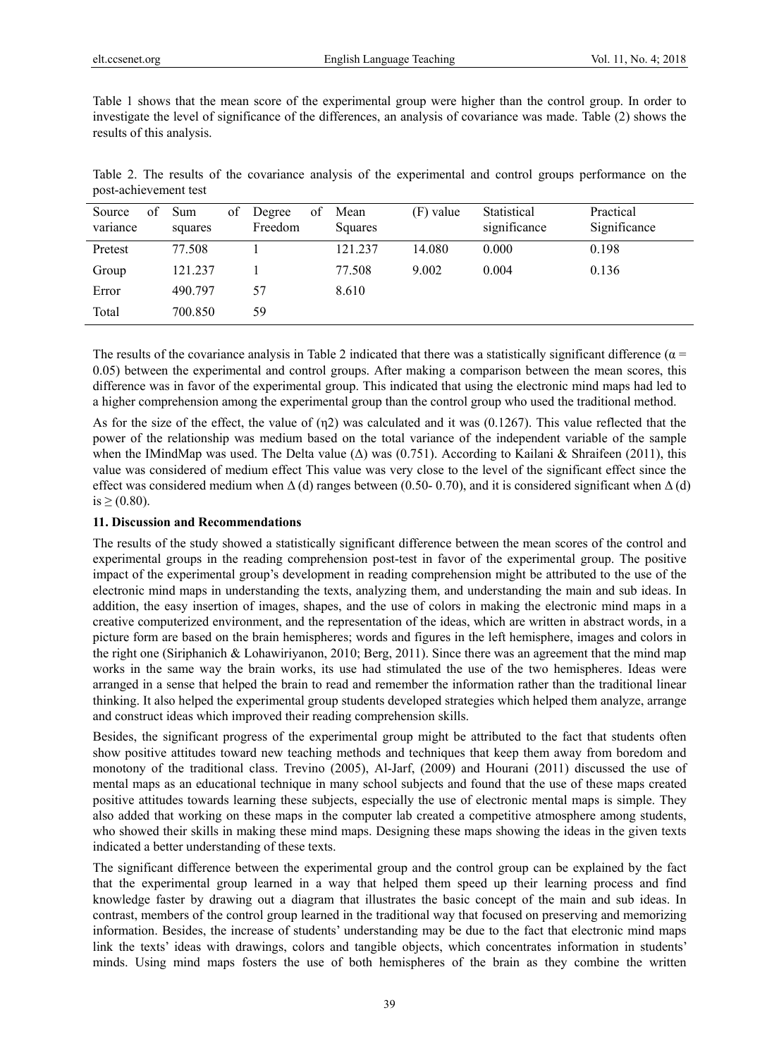Table 1 shows that the mean score of the experimental group were higher than the control group. In order to investigate the level of significance of the differences, an analysis of covariance was made. Table (2) shows the results of this analysis.

Table 2. The results of the covariance analysis of the experimental and control groups performance on the post-achievement test

| Source of variance | Sum of squares | Degree of Freedom | Mean Squares | (F) value | Statistical significance | Practical Significance |
|---|---|---|---|---|---|---|
| Pretest | 77.508 | 1 | 121.237 | 14.080 | 0.000 | 0.198 |
| Group | 121.237 | 1 | 77.508 | 9.002 | 0.004 | 0.136 |
| Error | 490.797 | 57 | 8.610 | | | |
| Total | 700.850 | 59 | | | | |

The results of the covariance analysis in Table 2 indicated that there was a statistically significant difference ($\alpha = 0.05$) between the experimental and control groups. After making a comparison between the mean scores, this difference was in favor of the experimental group. This indicated that using the electronic mind maps had led to a higher comprehension among the experimental group than the control group who used the traditional method.

As for the size of the effect, the value of ($\eta 2$) was calculated and it was (0.1267). This value reflected that the power of the relationship was medium based on the total variance of the independent variable of the sample when the IMindMap was used. The Delta value ($\Delta$) was (0.751). According to Kailani & Shraifeen (2011), this value was considered of medium effect This value was very close to the level of the significant effect since the effect was considered medium when $\Delta$ (d) ranges between (0.50- 0.70), and it is considered significant when $\Delta$ (d) is $\geq$ (0.80).

## 11. Discussion and Recommendations

The results of the study showed a statistically significant difference between the mean scores of the control and experimental groups in the reading comprehension post-test in favor of the experimental group. The positive impact of the experimental group's development in reading comprehension might be attributed to the use of the electronic mind maps in understanding the texts, analyzing them, and understanding the main and sub ideas. In addition, the easy insertion of images, shapes, and the use of colors in making the electronic mind maps in a creative computerized environment, and the representation of the ideas, which are written in abstract words, in a picture form are based on the brain hemispheres; words and figures in the left hemisphere, images and colors in the right one (Siriphanich & Lohawiriyanon, 2010; Berg, 2011). Since there was an agreement that the mind map works in the same way the brain works, its use had stimulated the use of the two hemispheres. Ideas were arranged in a sense that helped the brain to read and remember the information rather than the traditional linear thinking. It also helped the experimental group students developed strategies which helped them analyze, arrange and construct ideas which improved their reading comprehension skills.

Besides, the significant progress of the experimental group might be attributed to the fact that students often show positive attitudes toward new teaching methods and techniques that keep them away from boredom and monotony of the traditional class. Trevino (2005), Al-Jarf, (2009) and Hourani (2011) discussed the use of mental maps as an educational technique in many school subjects and found that the use of these maps created positive attitudes towards learning these subjects, especially the use of electronic mental maps is simple. They also added that working on these maps in the computer lab created a competitive atmosphere among students, who showed their skills in making these mind maps. Designing these maps showing the ideas in the given texts indicated a better understanding of these texts.

The significant difference between the experimental group and the control group can be explained by the fact that the experimental group learned in a way that helped them speed up their learning process and find knowledge faster by drawing out a diagram that illustrates the basic concept of the main and sub ideas. In contrast, members of the control group learned in the traditional way that focused on preserving and memorizing information. Besides, the increase of students' understanding may be due to the fact that electronic mind maps link the texts' ideas with drawings, colors and tangible objects, which concentrates information in students' minds. Using mind maps fosters the use of both hemispheres of the brain as they combine the written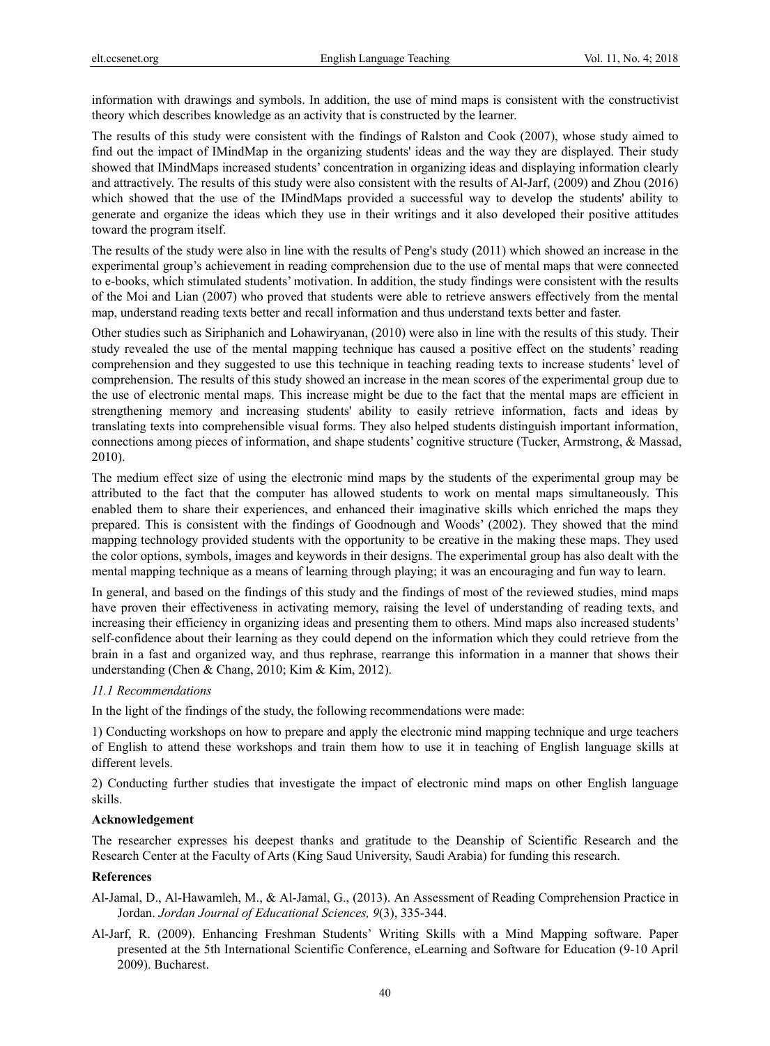information with drawings and symbols. In addition, the use of mind maps is consistent with the constructivist theory which describes knowledge as an activity that is constructed by the learner.

The results of this study were consistent with the findings of Ralston and Cook (2007), whose study aimed to find out the impact of IMindMap in the organizing students' ideas and the way they are displayed. Their study showed that IMindMaps increased students' concentration in organizing ideas and displaying information clearly and attractively. The results of this study were also consistent with the results of Al-Jarf, (2009) and Zhou (2016) which showed that the use of the IMindMaps provided a successful way to develop the students' ability to generate and organize the ideas which they use in their writings and it also developed their positive attitudes toward the program itself.

The results of the study were also in line with the results of Peng's study (2011) which showed an increase in the experimental group's achievement in reading comprehension due to the use of mental maps that were connected to e-books, which stimulated students' motivation. In addition, the study findings were consistent with the results of the Moi and Lian (2007) who proved that students were able to retrieve answers effectively from the mental map, understand reading texts better and recall information and thus understand texts better and faster.

Other studies such as Siriphanich and Lohawiryanan, (2010) were also in line with the results of this study. Their study revealed the use of the mental mapping technique has caused a positive effect on the students' reading comprehension and they suggested to use this technique in teaching reading texts to increase students' level of comprehension. The results of this study showed an increase in the mean scores of the experimental group due to the use of electronic mental maps. This increase might be due to the fact that the mental maps are efficient in strengthening memory and increasing students' ability to easily retrieve information, facts and ideas by translating texts into comprehensible visual forms. They also helped students distinguish important information, connections among pieces of information, and shape students' cognitive structure (Tucker, Armstrong, & Massad, 2010).

The medium effect size of using the electronic mind maps by the students of the experimental group may be attributed to the fact that the computer has allowed students to work on mental maps simultaneously. This enabled them to share their experiences, and enhanced their imaginative skills which enriched the maps they prepared. This is consistent with the findings of Goodnough and Woods' (2002). They showed that the mind mapping technology provided students with the opportunity to be creative in the making these maps. They used the color options, symbols, images and keywords in their designs. The experimental group has also dealt with the mental mapping technique as a means of learning through playing; it was an encouraging and fun way to learn.

In general, and based on the findings of this study and the findings of most of the reviewed studies, mind maps have proven their effectiveness in activating memory, raising the level of understanding of reading texts, and increasing their efficiency in organizing ideas and presenting them to others. Mind maps also increased students' self-confidence about their learning as they could depend on the information which they could retrieve from the brain in a fast and organized way, and thus rephrase, rearrange this information in a manner that shows their understanding (Chen & Chang, 2010; Kim & Kim, 2012).

### *11.1 Recommendations*

In the light of the findings of the study, the following recommendations were made:

1) Conducting workshops on how to prepare and apply the electronic mind mapping technique and urge teachers of English to attend these workshops and train them how to use it in teaching of English language skills at different levels.

2) Conducting further studies that investigate the impact of electronic mind maps on other English language skills.

## Acknowledgement

The researcher expresses his deepest thanks and gratitude to the Deanship of Scientific Research and the Research Center at the Faculty of Arts (King Saud University, Saudi Arabia) for funding this research.

## References

Al-Jamal, D., Al-Hawamleh, M., & Al-Jamal, G., (2013). An Assessment of Reading Comprehension Practice in Jordan. *Jordan Journal of Educational Sciences, 9*(3), 335-344.

Al-Jarf, R. (2009). Enhancing Freshman Students' Writing Skills with a Mind Mapping software. Paper presented at the 5th International Scientific Conference, eLearning and Software for Education (9-10 April 2009). Bucharest.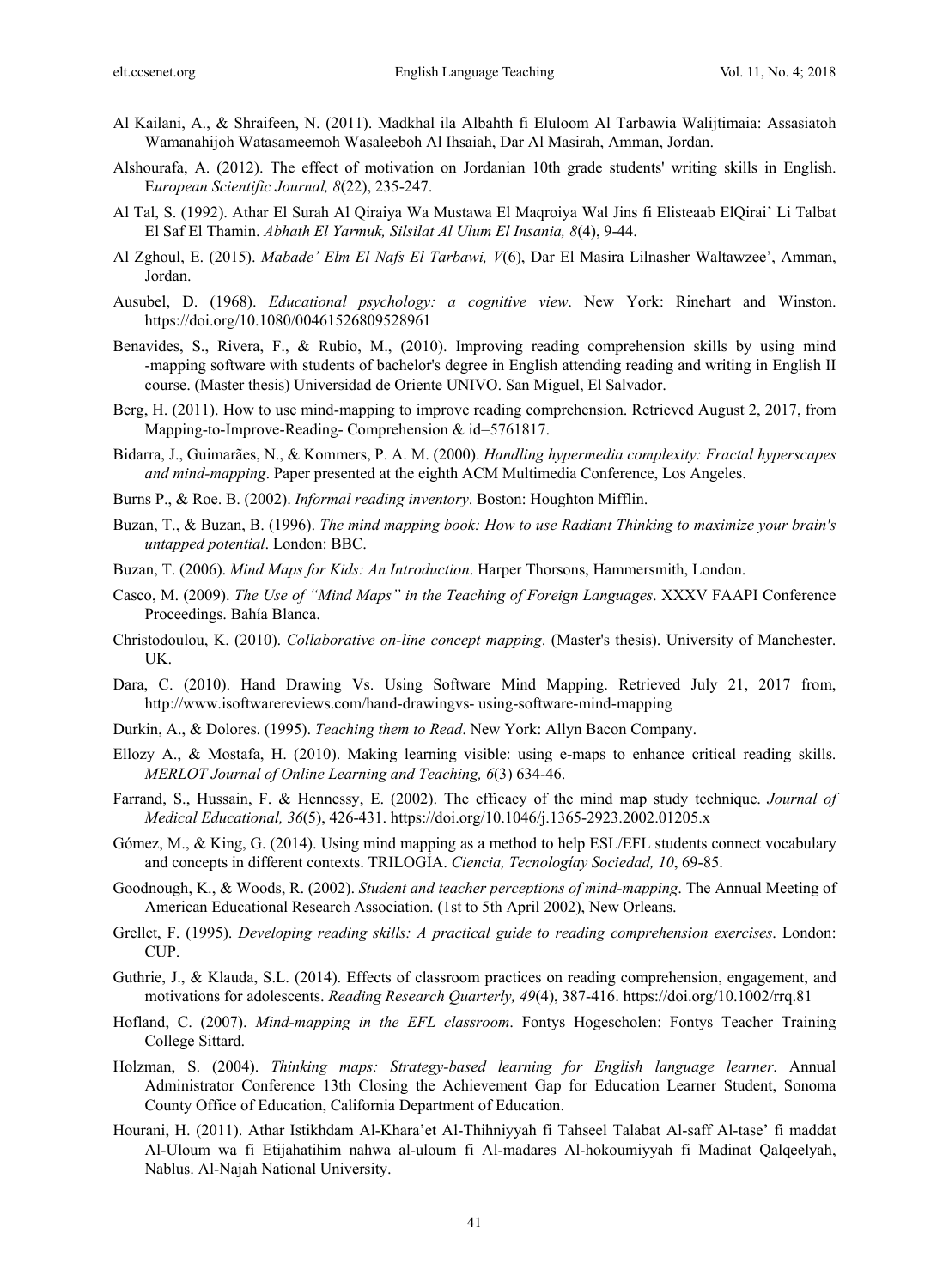Al Kailani, A., & Shraifeen, N. (2011). Madkhal ila Albahth fi Eluloom Al Tarbawia Walijtimaia: Assasiatoh Wamanahijoh Watasameemoh Wasaleeboh Al Ihsaiah, Dar Al Masirah, Amman, Jordan.

Alshourafa, A. (2012). The effect of motivation on Jordanian 10th grade students' writing skills in English. E*uropean Scientific Journal, 8*(22), 235-247.

Al Tal, S. (1992). Athar El Surah Al Qiraiya Wa Mustawa El Maqroiya Wal Jins fi Elisteaab ElQirai' Li Talbat El Saf El Thamin. *Abhath El Yarmuk, Silsilat Al Ulum El Insania, 8*(4), 9-44.

Al Zghoul, E. (2015). *Mabade' Elm El Nafs El Tarbawi, V*(6), Dar El Masira Lilnasher Waltawzee', Amman, Jordan.

Ausubel, D. (1968). *Educational psychology: a cognitive view*. New York: Rinehart and Winston. https://doi.org/10.1080/00461526809528961

Benavides, S., Rivera, F., & Rubio, M., (2010). Improving reading comprehension skills by using mind -mapping software with students of bachelor's degree in English attending reading and writing in English II course. (Master thesis) Universidad de Oriente UNIVO. San Miguel, El Salvador.

Berg, H. (2011). How to use mind-mapping to improve reading comprehension. Retrieved August 2, 2017, from Mapping-to-Improve-Reading- Comprehension & id=5761817.

Bidarra, J., Guimarães, N., & Kommers, P. A. M. (2000). *Handling hypermedia complexity: Fractal hyperscapes and mind-mapping*. Paper presented at the eighth ACM Multimedia Conference, Los Angeles.

Burns P., & Roe. B. (2002). *Informal reading inventory*. Boston: Houghton Mifflin.

Buzan, T., & Buzan, B. (1996). *The mind mapping book: How to use Radiant Thinking to maximize your brain's untapped potential*. London: BBC.

Buzan, T. (2006). *Mind Maps for Kids: An Introduction*. Harper Thorsons, Hammersmith, London.

Casco, M. (2009). *The Use of "Mind Maps" in the Teaching of Foreign Languages*. XXXV FAAPI Conference Proceedings. Bahía Blanca.

Christodoulou, K. (2010). *Collaborative on-line concept mapping*. (Master's thesis). University of Manchester. UK.

Dara, C. (2010). Hand Drawing Vs. Using Software Mind Mapping. Retrieved July 21, 2017 from, http://www.isoftwarereviews.com/hand-drawingvs- using-software-mind-mapping

Durkin, A., & Dolores. (1995). *Teaching them to Read*. New York: Allyn Bacon Company.

Ellozy A., & Mostafa, H. (2010). Making learning visible: using e-maps to enhance critical reading skills. *MERLOT Journal of Online Learning and Teaching, 6*(3) 634-46.

Farrand, S., Hussain, F. & Hennessy, E. (2002). The efficacy of the mind map study technique. *Journal of Medical Educational, 36*(5), 426-431. https://doi.org/10.1046/j.1365-2923.2002.01205.x

Gómez, M., & King, G. (2014). Using mind mapping as a method to help ESL/EFL students connect vocabulary and concepts in different contexts. TRILOGÍA. *Ciencia, Tecnologíay Sociedad, 10*, 69-85.

Goodnough, K., & Woods, R. (2002). *Student and teacher perceptions of mind-mapping*. The Annual Meeting of American Educational Research Association. (1st to 5th April 2002), New Orleans.

Grellet, F. (1995). *Developing reading skills: A practical guide to reading comprehension exercises*. London: CUP.

Guthrie, J., & Klauda, S.L. (2014). Effects of classroom practices on reading comprehension, engagement, and motivations for adolescents. *Reading Research Quarterly, 49*(4), 387-416. https://doi.org/10.1002/rrq.81

Hofland, C. (2007). *Mind-mapping in the EFL classroom*. Fontys Hogescholen: Fontys Teacher Training College Sittard.

Holzman, S. (2004). *Thinking maps: Strategy-based learning for English language learner*. Annual Administrator Conference 13th Closing the Achievement Gap for Education Learner Student, Sonoma County Office of Education, California Department of Education.

Hourani, H. (2011). Athar Istikhdam Al-Khara'et Al-Thihniyyah fi Tahseel Talabat Al-saff Al-tase' fi maddat Al-Uloum wa fi Etijahatihim nahwa al-uloum fi Al-madares Al-hokoumiyyah fi Madinat Qalqeelyah, Nablus. Al-Najah National University.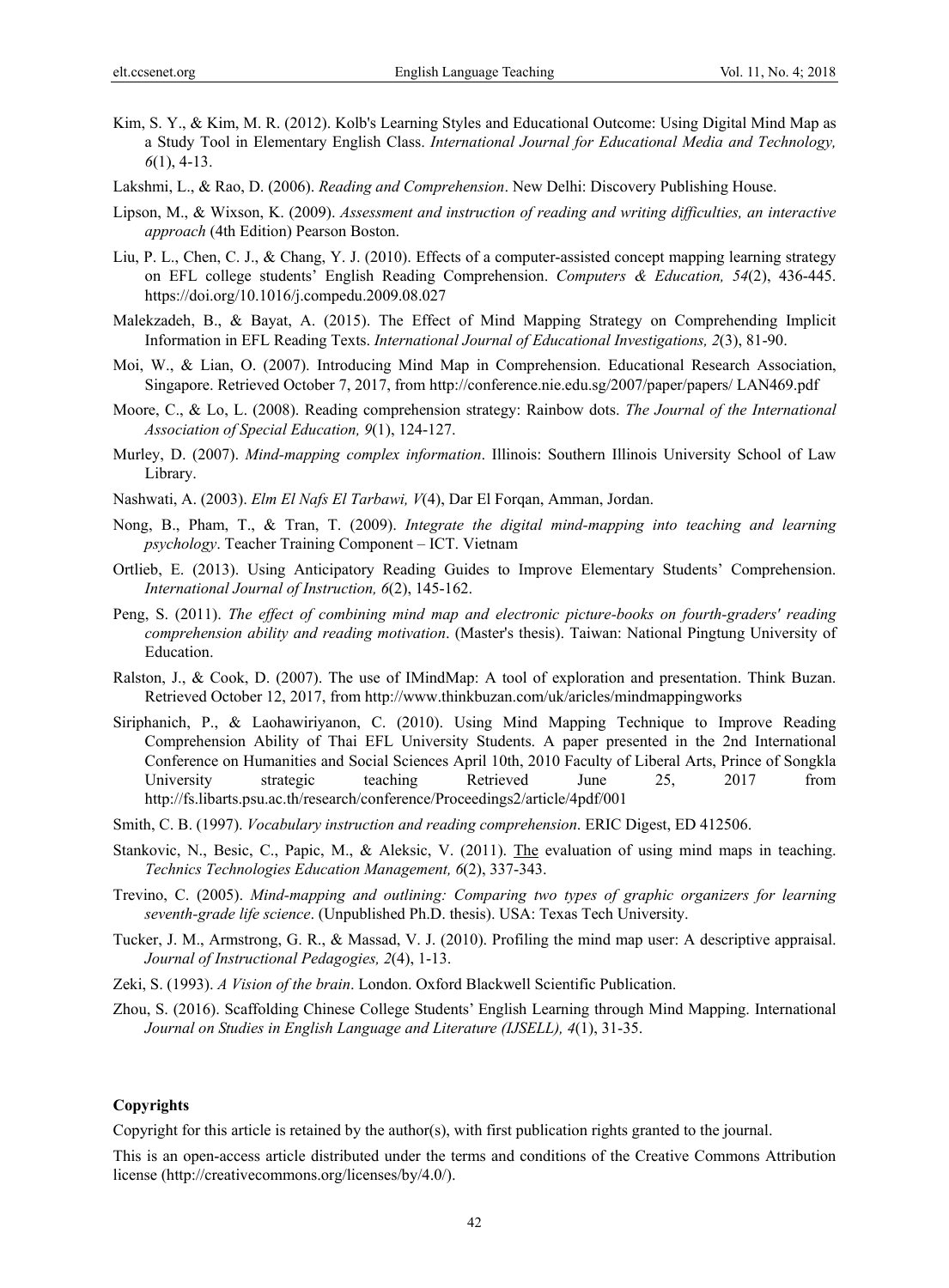Kim, S. Y., & Kim, M. R. (2012). Kolb's Learning Styles and Educational Outcome: Using Digital Mind Map as a Study Tool in Elementary English Class. *International Journal for Educational Media and Technology, 6*(1), 4-13.

Lakshmi, L., & Rao, D. (2006). *Reading and Comprehension*. New Delhi: Discovery Publishing House.

Lipson, M., & Wixson, K. (2009). *Assessment and instruction of reading and writing difficulties, an interactive approach* (4th Edition) Pearson Boston.

Liu, P. L., Chen, C. J., & Chang, Y. J. (2010). Effects of a computer-assisted concept mapping learning strategy on EFL college students' English Reading Comprehension. *Computers & Education, 54*(2), 436-445. https://doi.org/10.1016/j.compedu.2009.08.027

Malekzadeh, B., & Bayat, A. (2015). The Effect of Mind Mapping Strategy on Comprehending Implicit Information in EFL Reading Texts. *International Journal of Educational Investigations, 2*(3), 81-90.

Moi, W., & Lian, O. (2007). Introducing Mind Map in Comprehension. Educational Research Association, Singapore. Retrieved October 7, 2017, from http://conference.nie.edu.sg/2007/paper/papers/ LAN469.pdf

Moore, C., & Lo, L. (2008). Reading comprehension strategy: Rainbow dots. *The Journal of the International Association of Special Education, 9*(1), 124-127.

Murley, D. (2007). *Mind-mapping complex information*. Illinois: Southern Illinois University School of Law Library.

Nashwati, A. (2003). *Elm El Nafs El Tarbawi, V*(4), Dar El Forqan, Amman, Jordan.

Nong, B., Pham, T., & Tran, T. (2009). *Integrate the digital mind-mapping into teaching and learning psychology*. Teacher Training Component – ICT. Vietnam

Ortlieb, E. (2013). Using Anticipatory Reading Guides to Improve Elementary Students' Comprehension. *International Journal of Instruction, 6*(2), 145-162.

Peng, S. (2011). *The effect of combining mind map and electronic picture-books on fourth-graders' reading comprehension ability and reading motivation*. (Master's thesis). Taiwan: National Pingtung University of Education.

Ralston, J., & Cook, D. (2007). The use of IMindMap: A tool of exploration and presentation. Think Buzan. Retrieved October 12, 2017, from http://www.thinkbuzan.com/uk/aricles/mindmappingworks

Siriphanich, P., & Laohawiriyanon, C. (2010). Using Mind Mapping Technique to Improve Reading Comprehension Ability of Thai EFL University Students. A paper presented in the 2nd International Conference on Humanities and Social Sciences April 10th, 2010 Faculty of Liberal Arts, Prince of Songkla University strategic teaching Retrieved June 25, 2017 from http://fs.libarts.psu.ac.th/research/conference/Proceedings2/article/4pdf/001

Smith, C. B. (1997). *Vocabulary instruction and reading comprehension*. ERIC Digest, ED 412506.

Stankovic, N., Besic, C., Papic, M., & Aleksic, V. (2011). The evaluation of using mind maps in teaching. *Technics Technologies Education Management, 6*(2), 337-343.

Trevino, C. (2005). *Mind-mapping and outlining: Comparing two types of graphic organizers for learning seventh-grade life science*. (Unpublished Ph.D. thesis). USA: Texas Tech University.

Tucker, J. M., Armstrong, G. R., & Massad, V. J. (2010). Profiling the mind map user: A descriptive appraisal. *Journal of Instructional Pedagogies, 2*(4), 1-13.

Zeki, S. (1993). *A Vision of the brain*. London. Oxford Blackwell Scientific Publication.

Zhou, S. (2016). Scaffolding Chinese College Students' English Learning through Mind Mapping. International *Journal on Studies in English Language and Literature (IJSELL), 4*(1), 31-35.

**Copyrights**

Copyright for this article is retained by the author(s), with first publication rights granted to the journal.

This is an open-access article distributed under the terms and conditions of the Creative Commons Attribution license (http://creativecommons.org/licenses/by/4.0/).